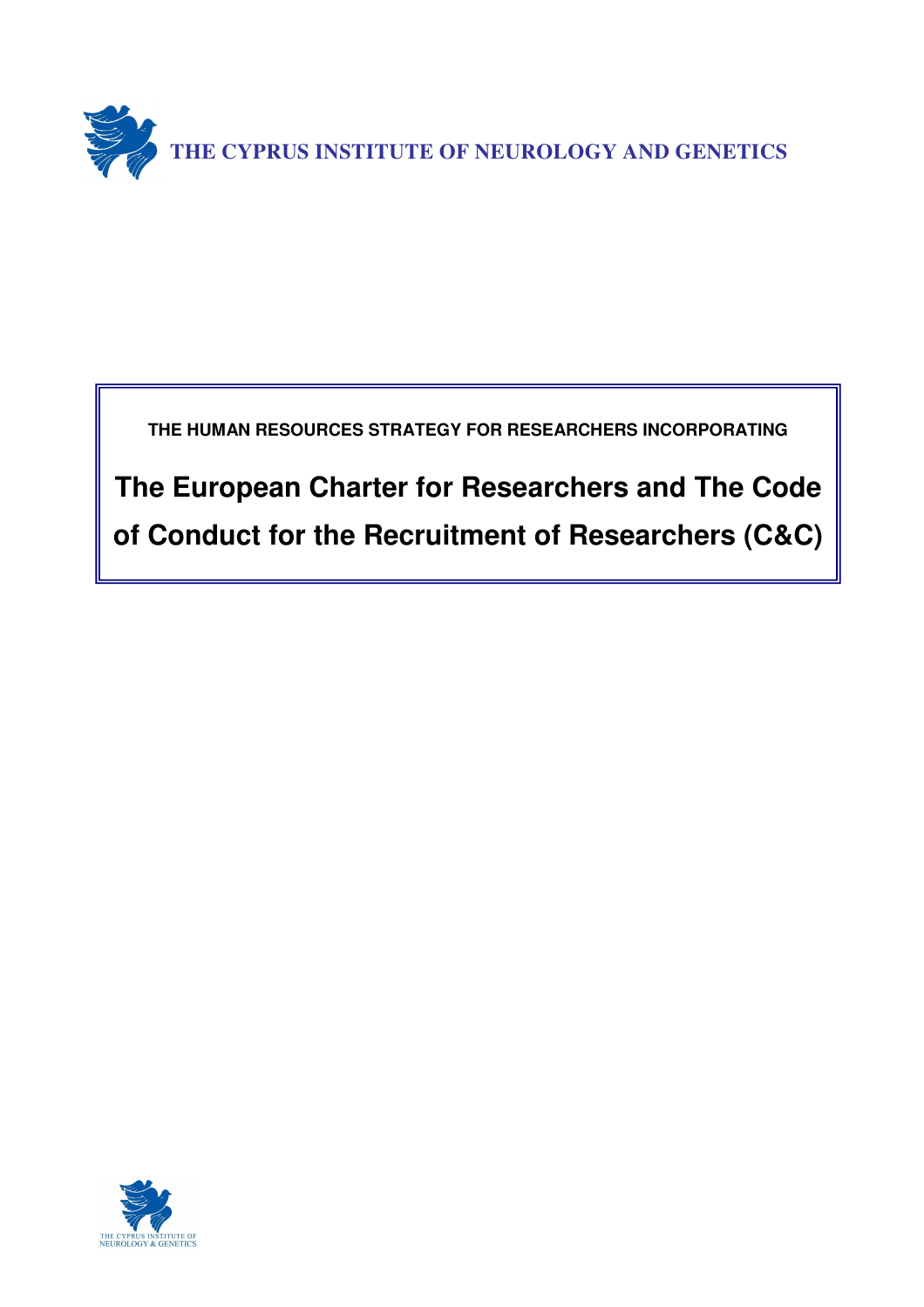THE CYPRUS INSTITUTE OF NEUROLOGY AND GENETICS

THE HUMAN RESOURCES STRATEGY FOR RESEARCHERS INCORPORATING

# The European Charter for Researchers and The Code of Conduct for the Recruitment of Researchers (C&C)

THE CYPRUS INSTITUTE OF NEUROLOGY & GENETICS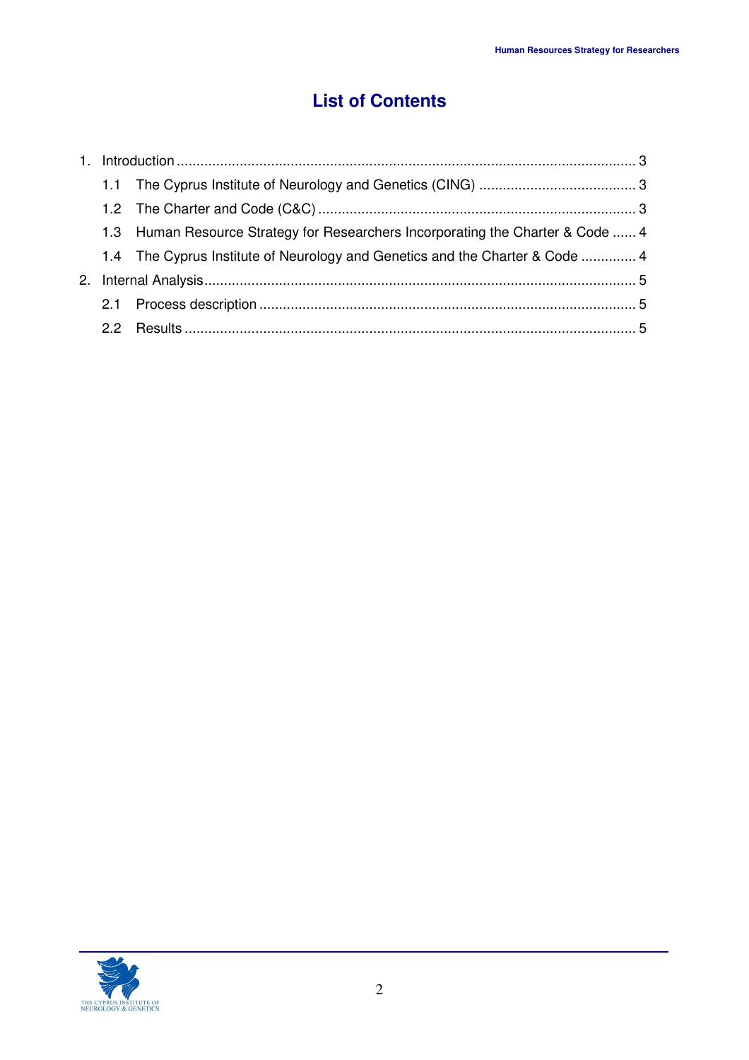# List of Contents

1. Introduction ..................................................................................................................... 3
   - 1.1 The Cyprus Institute of Neurology and Genetics (CING) ........................................ 3
   - 1.2 The Charter and Code (C&C) ................................................................................. 3
   - 1.3 Human Resource Strategy for Researchers Incorporating the Charter & Code ...... 4
   - 1.4 The Cyprus Institute of Neurology and Genetics and the Charter & Code .............. 4
2. Internal Analysis ............................................................................................................. 5
   - 2.1 Process description ............................................................................................... 5
   - 2.2 Results .................................................................................................................. 5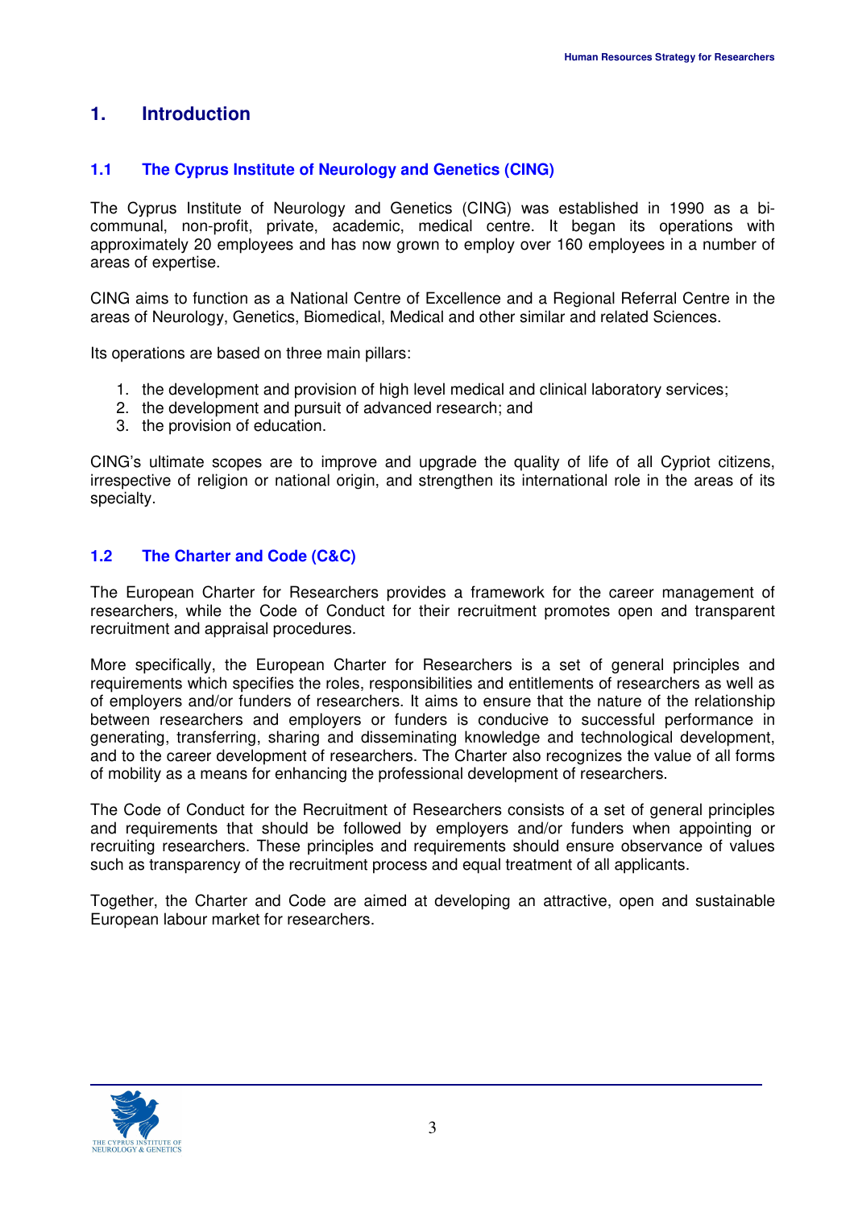# 1. Introduction

## 1.1 The Cyprus Institute of Neurology and Genetics (CING)

The Cyprus Institute of Neurology and Genetics (CING) was established in 1990 as a bi-communal, non-profit, private, academic, medical centre. It began its operations with approximately 20 employees and has now grown to employ over 160 employees in a number of areas of expertise.

CING aims to function as a National Centre of Excellence and a Regional Referral Centre in the areas of Neurology, Genetics, Biomedical, Medical and other similar and related Sciences.

Its operations are based on three main pillars:

1. the development and provision of high level medical and clinical laboratory services;
2. the development and pursuit of advanced research; and
3. the provision of education.

CING's ultimate scopes are to improve and upgrade the quality of life of all Cypriot citizens, irrespective of religion or national origin, and strengthen its international role in the areas of its specialty.

## 1.2 The Charter and Code (C&C)

The European Charter for Researchers provides a framework for the career management of researchers, while the Code of Conduct for their recruitment promotes open and transparent recruitment and appraisal procedures.

More specifically, the European Charter for Researchers is a set of general principles and requirements which specifies the roles, responsibilities and entitlements of researchers as well as of employers and/or funders of researchers. It aims to ensure that the nature of the relationship between researchers and employers or funders is conducive to successful performance in generating, transferring, sharing and disseminating knowledge and technological development, and to the career development of researchers. The Charter also recognizes the value of all forms of mobility as a means for enhancing the professional development of researchers.

The Code of Conduct for the Recruitment of Researchers consists of a set of general principles and requirements that should be followed by employers and/or funders when appointing or recruiting researchers. These principles and requirements should ensure observance of values such as transparency of the recruitment process and equal treatment of all applicants.

Together, the Charter and Code are aimed at developing an attractive, open and sustainable European labour market for researchers.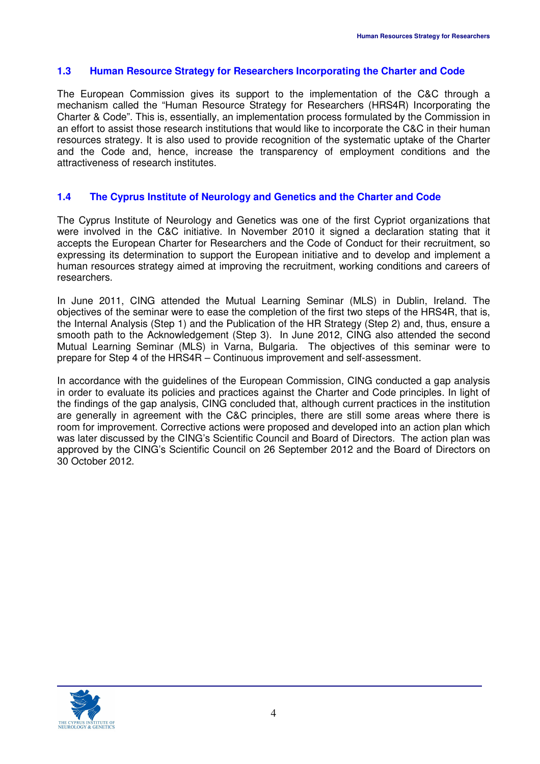### 1.3 Human Resource Strategy for Researchers Incorporating the Charter and Code

The European Commission gives its support to the implementation of the C&C through a mechanism called the "Human Resource Strategy for Researchers (HRS4R) Incorporating the Charter & Code". This is, essentially, an implementation process formulated by the Commission in an effort to assist those research institutions that would like to incorporate the C&C in their human resources strategy. It is also used to provide recognition of the systematic uptake of the Charter and the Code and, hence, increase the transparency of employment conditions and the attractiveness of research institutes.

### 1.4 The Cyprus Institute of Neurology and Genetics and the Charter and Code

The Cyprus Institute of Neurology and Genetics was one of the first Cypriot organizations that were involved in the C&C initiative. In November 2010 it signed a declaration stating that it accepts the European Charter for Researchers and the Code of Conduct for their recruitment, so expressing its determination to support the European initiative and to develop and implement a human resources strategy aimed at improving the recruitment, working conditions and careers of researchers.

In June 2011, CING attended the Mutual Learning Seminar (MLS) in Dublin, Ireland. The objectives of the seminar were to ease the completion of the first two steps of the HRS4R, that is, the Internal Analysis (Step 1) and the Publication of the HR Strategy (Step 2) and, thus, ensure a smooth path to the Acknowledgement (Step 3). In June 2012, CING also attended the second Mutual Learning Seminar (MLS) in Varna, Bulgaria. The objectives of this seminar were to prepare for Step 4 of the HRS4R – Continuous improvement and self-assessment.

In accordance with the guidelines of the European Commission, CING conducted a gap analysis in order to evaluate its policies and practices against the Charter and Code principles. In light of the findings of the gap analysis, CING concluded that, although current practices in the institution are generally in agreement with the C&C principles, there are still some areas where there is room for improvement. Corrective actions were proposed and developed into an action plan which was later discussed by the CING's Scientific Council and Board of Directors. The action plan was approved by the CING's Scientific Council on 26 September 2012 and the Board of Directors on 30 October 2012.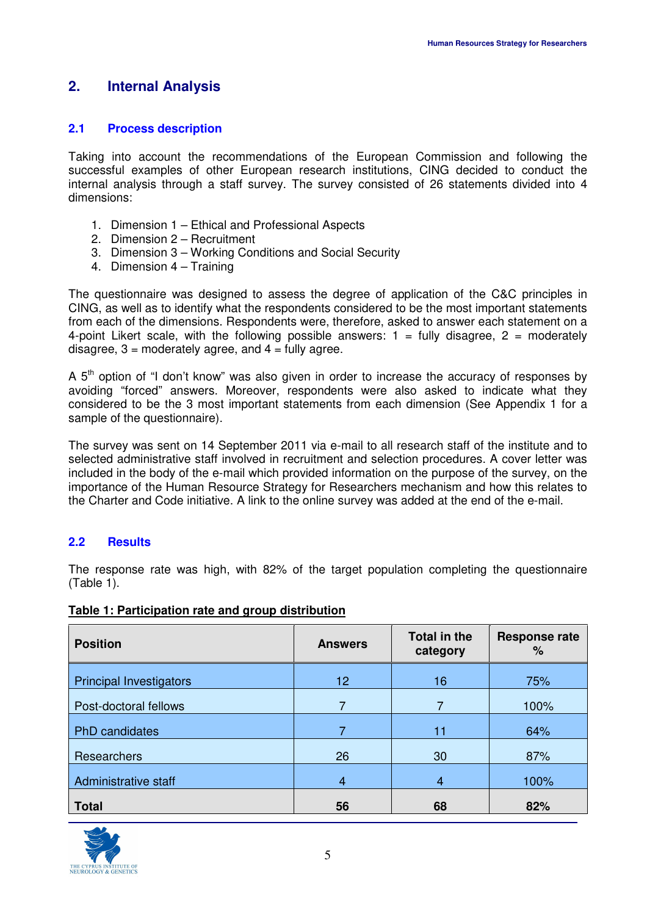## 2. Internal Analysis

### 2.1 Process description

Taking into account the recommendations of the European Commission and following the successful examples of other European research institutions, CING decided to conduct the internal analysis through a staff survey. The survey consisted of 26 statements divided into 4 dimensions:

1. Dimension 1 – Ethical and Professional Aspects
2. Dimension 2 – Recruitment
3. Dimension 3 – Working Conditions and Social Security
4. Dimension 4 – Training

The questionnaire was designed to assess the degree of application of the C&C principles in CING, as well as to identify what the respondents considered to be the most important statements from each of the dimensions. Respondents were, therefore, asked to answer each statement on a 4-point Likert scale, with the following possible answers: 1 = fully disagree, 2 = moderately disagree, 3 = moderately agree, and 4 = fully agree.

A 5th option of "I don't know" was also given in order to increase the accuracy of responses by avoiding "forced" answers. Moreover, respondents were also asked to indicate what they considered to be the 3 most important statements from each dimension (See Appendix 1 for a sample of the questionnaire).

The survey was sent on 14 September 2011 via e-mail to all research staff of the institute and to selected administrative staff involved in recruitment and selection procedures. A cover letter was included in the body of the e-mail which provided information on the purpose of the survey, on the importance of the Human Resource Strategy for Researchers mechanism and how this relates to the Charter and Code initiative. A link to the online survey was added at the end of the e-mail.

### 2.2 Results

The response rate was high, with 82% of the target population completing the questionnaire (Table 1).

**Table 1: Participation rate and group distribution**

| Position | Answers | Total in the category | Response rate % |
|---|---|---|---|
| Principal Investigators | 12 | 16 | 75% |
| Post-doctoral fellows | 7 | 7 | 100% |
| PhD candidates | 7 | 11 | 64% |
| Researchers | 26 | 30 | 87% |
| Administrative staff | 4 | 4 | 100% |
| **Total** | **56** | **68** | **82%** |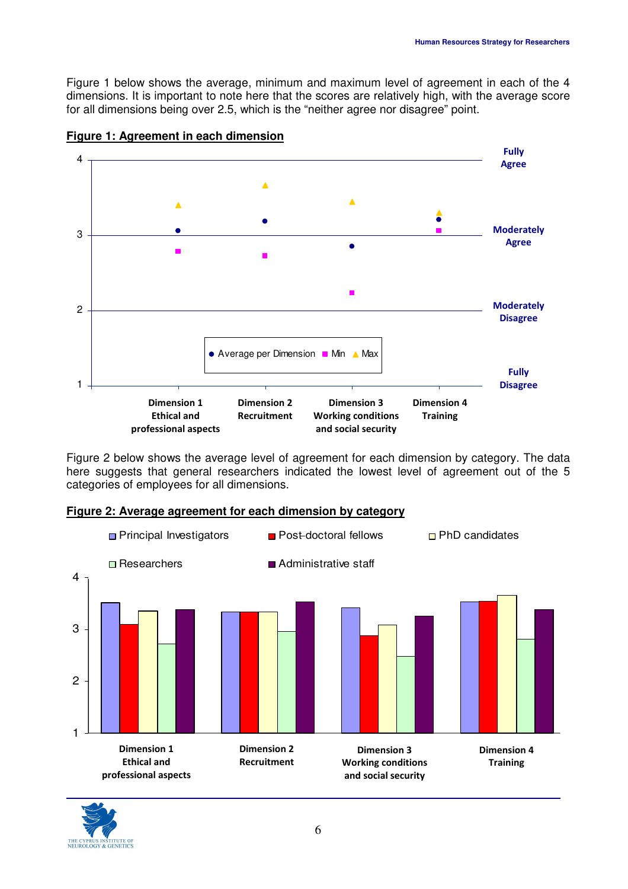Figure 1 below shows the average, minimum and maximum level of agreement in each of the 4 dimensions. It is important to note here that the scores are relatively high, with the average score for all dimensions being over 2.5, which is the "neither agree nor disagree" point.

**Figure 1: Agreement in each dimension**

Figure 2 below shows the average level of agreement for each dimension by category. The data here suggests that general researchers indicated the lowest level of agreement out of the 5 categories of employees for all dimensions.

**Figure 2: Average agreement for each dimension by category**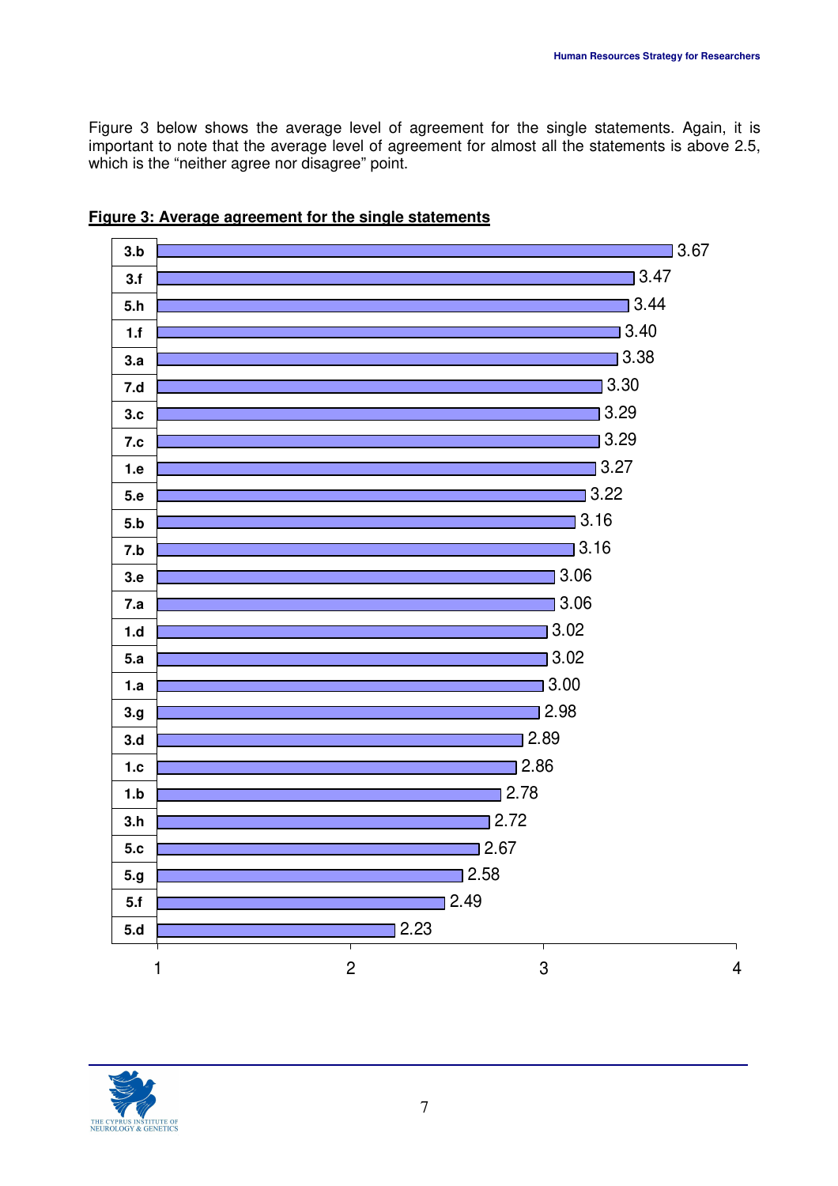Figure 3 below shows the average level of agreement for the single statements. Again, it is important to note that the average level of agreement for almost all the statements is above 2.5, which is the “neither agree nor disagree” point.

**Figure 3: Average agreement for the single statements**

| Statement | Average agreement |
|---|---|
| 3.b | 3.67 |
| 3.f | 3.47 |
| 5.h | 3.44 |
| 1.f | 3.40 |
| 3.a | 3.38 |
| 7.d | 3.30 |
| 3.c | 3.29 |
| 7.c | 3.29 |
| 1.e | 3.27 |
| 5.e | 3.22 |
| 5.b | 3.16 |
| 7.b | 3.16 |
| 3.e | 3.06 |
| 7.a | 3.06 |
| 1.d | 3.02 |
| 5.a | 3.02 |
| 1.a | 3.00 |
| 3.g | 2.98 |
| 3.d | 2.89 |
| 1.c | 2.86 |
| 1.b | 2.78 |
| 3.h | 2.72 |
| 5.c | 2.67 |
| 5.g | 2.58 |
| 5.f | 2.49 |
| 5.d | 2.23 |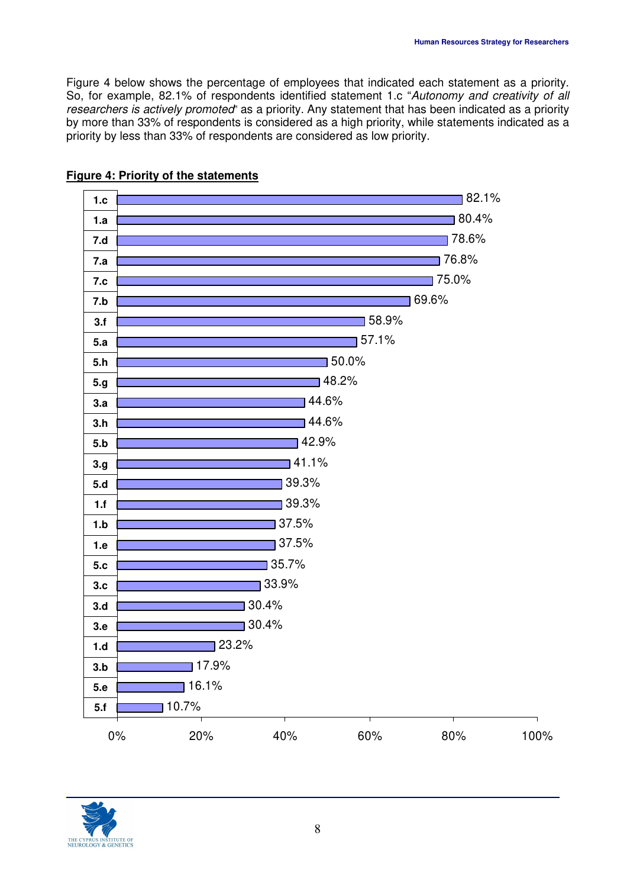Figure 4 below shows the percentage of employees that indicated each statement as a priority. So, for example, 82.1% of respondents identified statement 1.c "*Autonomy and creativity of all researchers is actively promoted*" as a priority. Any statement that has been indicated as a priority by more than 33% of respondents is considered as a high priority, while statements indicated as a priority by less than 33% of respondents are considered as low priority.

**Figure 4: Priority of the statements**

| Statement | Percentage |
|---|---|
| 1.c | 82.1% |
| 1.a | 80.4% |
| 7.d | 78.6% |
| 7.a | 76.8% |
| 7.c | 75.0% |
| 7.b | 69.6% |
| 3.f | 58.9% |
| 5.a | 57.1% |
| 5.h | 50.0% |
| 5.g | 48.2% |
| 3.a | 44.6% |
| 3.h | 44.6% |
| 5.b | 42.9% |
| 3.g | 41.1% |
| 5.d | 39.3% |
| 1.f | 39.3% |
| 1.b | 37.5% |
| 1.e | 37.5% |
| 5.c | 35.7% |
| 3.c | 33.9% |
| 3.d | 30.4% |
| 3.e | 30.4% |
| 1.d | 23.2% |
| 3.b | 17.9% |
| 5.e | 16.1% |
| 5.f | 10.7% |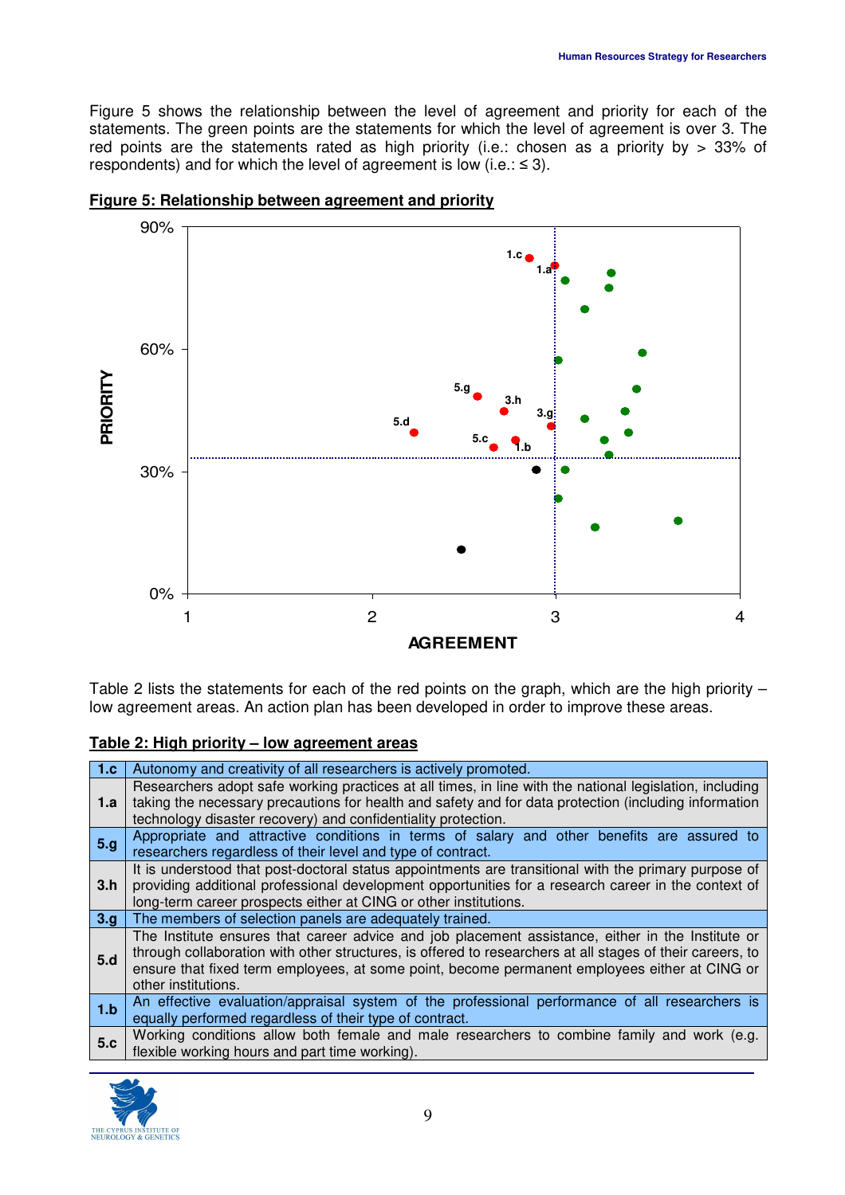Figure 5 shows the relationship between the level of agreement and priority for each of the statements. The green points are the statements for which the level of agreement is over 3. The red points are the statements rated as high priority (i.e.: chosen as a priority by > 33% of respondents) and for which the level of agreement is low (i.e.: ≤ 3).

**Figure 5: Relationship between agreement and priority**

Table 2 lists the statements for each of the red points on the graph, which are the high priority – low agreement areas. An action plan has been developed in order to improve these areas.

**Table 2: High priority – low agreement areas**

| | |
|---|---|
| 1.c | Autonomy and creativity of all researchers is actively promoted. |
| 1.a | Researchers adopt safe working practices at all times, in line with the national legislation, including taking the necessary precautions for health and safety and for data protection (including information technology disaster recovery) and confidentiality protection. |
| 5.g | Appropriate and attractive conditions in terms of salary and other benefits are assured to researchers regardless of their level and type of contract. |
| 3.h | It is understood that post-doctoral status appointments are transitional with the primary purpose of providing additional professional development opportunities for a research career in the context of long-term career prospects either at CING or other institutions. |
| 3.g | The members of selection panels are adequately trained. |
| 5.d | The Institute ensures that career advice and job placement assistance, either in the Institute or through collaboration with other structures, is offered to researchers at all stages of their careers, to ensure that fixed term employees, at some point, become permanent employees either at CING or other institutions. |
| 1.b | An effective evaluation/appraisal system of the professional performance of all researchers is equally performed regardless of their type of contract. |
| 5.c | Working conditions allow both female and male researchers to combine family and work (e.g. flexible working hours and part time working). |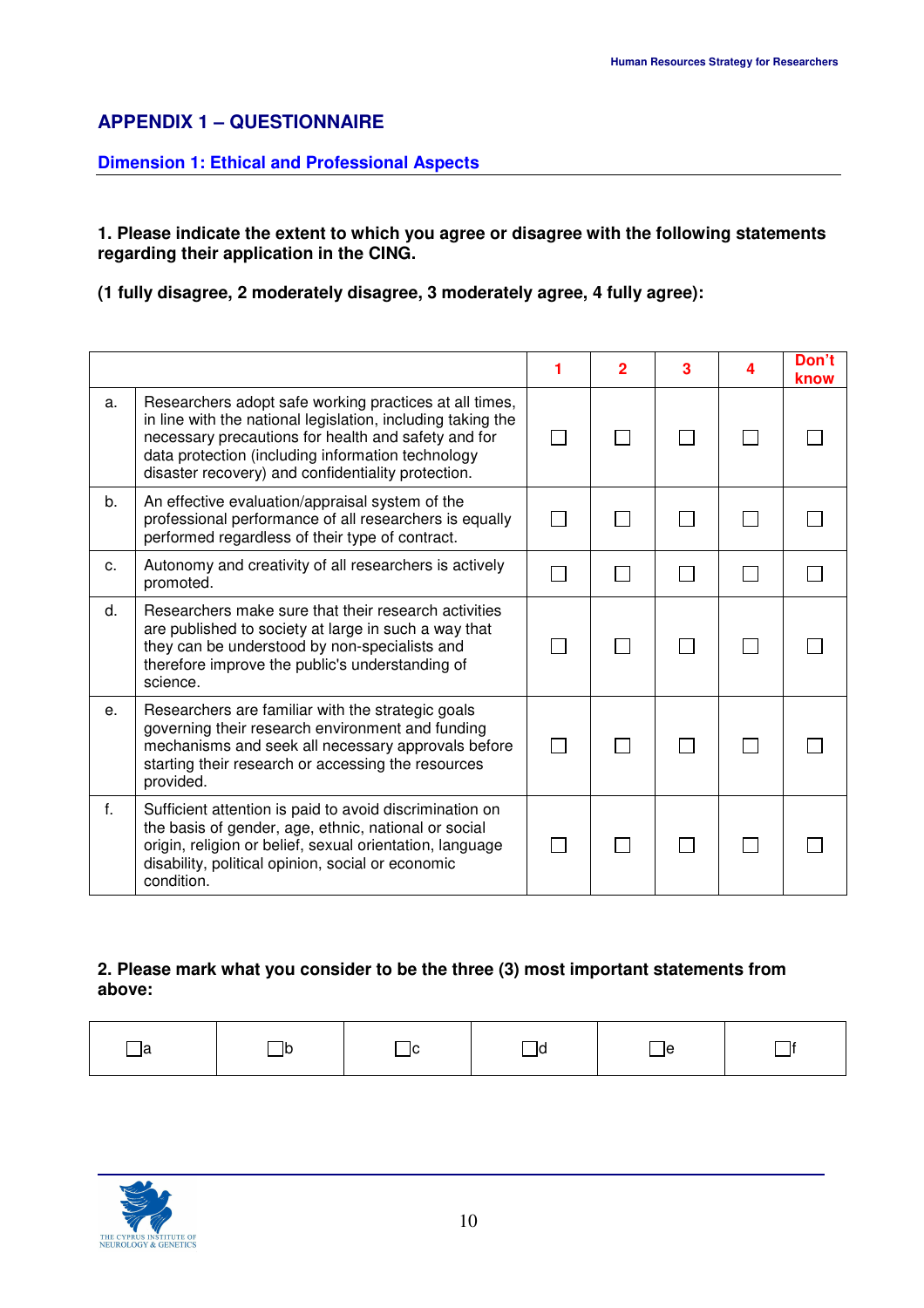## APPENDIX 1 – QUESTIONNAIRE

### Dimension 1: Ethical and Professional Aspects

**1. Please indicate the extent to which you agree or disagree with the following statements regarding their application in the CING.**

**(1 fully disagree, 2 moderately disagree, 3 moderately agree, 4 fully agree):**

| | | 1 | 2 | 3 | 4 | Don't know |
|---|---|---|---|---|---|---|
| a. | Researchers adopt safe working practices at all times, in line with the national legislation, including taking the necessary precautions for health and safety and for data protection (including information technology disaster recovery) and confidentiality protection. | ☐ | ☐ | ☐ | ☐ | ☐ |
| b. | An effective evaluation/appraisal system of the professional performance of all researchers is equally performed regardless of their type of contract. | ☐ | ☐ | ☐ | ☐ | ☐ |
| c. | Autonomy and creativity of all researchers is actively promoted. | ☐ | ☐ | ☐ | ☐ | ☐ |
| d. | Researchers make sure that their research activities are published to society at large in such a way that they can be understood by non-specialists and therefore improve the public's understanding of science. | ☐ | ☐ | ☐ | ☐ | ☐ |
| e. | Researchers are familiar with the strategic goals governing their research environment and funding mechanisms and seek all necessary approvals before starting their research or accessing the resources provided. | ☐ | ☐ | ☐ | ☐ | ☐ |
| f. | Sufficient attention is paid to avoid discrimination on the basis of gender, age, ethnic, national or social origin, religion or belief, sexual orientation, language disability, political opinion, social or economic condition. | ☐ | ☐ | ☐ | ☐ | ☐ |

**2. Please mark what you consider to be the three (3) most important statements from above:**

| ☐a | ☐b | ☐c | ☐d | ☐e | ☐f |
|---|---|---|---|---|---|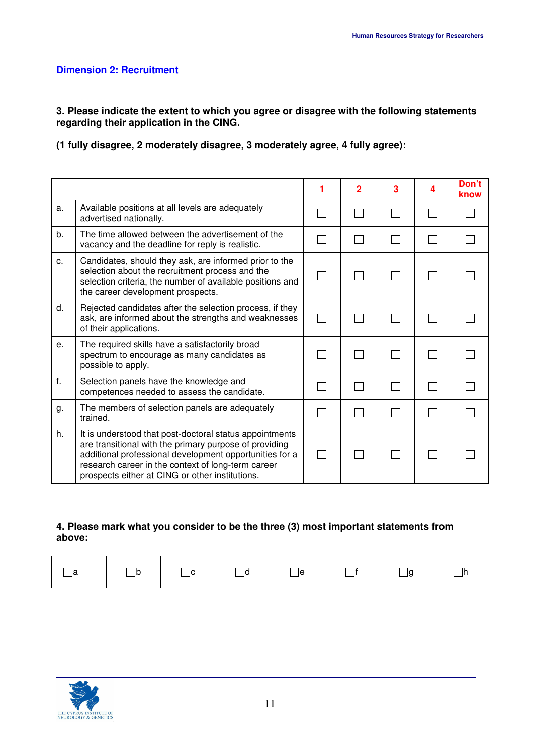## Dimension 2: Recruitment

**3. Please indicate the extent to which you agree or disagree with the following statements regarding their application in the CING.**

**(1 fully disagree, 2 moderately disagree, 3 moderately agree, 4 fully agree):**

| | | 1 | 2 | 3 | 4 | Don't know |
|---|---|---|---|---|---|---|
| a. | Available positions at all levels are adequately advertised nationally. | ☐ | ☐ | ☐ | ☐ | ☐ |
| b. | The time allowed between the advertisement of the vacancy and the deadline for reply is realistic. | ☐ | ☐ | ☐ | ☐ | ☐ |
| c. | Candidates, should they ask, are informed prior to the selection about the recruitment process and the selection criteria, the number of available positions and the career development prospects. | ☐ | ☐ | ☐ | ☐ | ☐ |
| d. | Rejected candidates after the selection process, if they ask, are informed about the strengths and weaknesses of their applications. | ☐ | ☐ | ☐ | ☐ | ☐ |
| e. | The required skills have a satisfactorily broad spectrum to encourage as many candidates as possible to apply. | ☐ | ☐ | ☐ | ☐ | ☐ |
| f. | Selection panels have the knowledge and competences needed to assess the candidate. | ☐ | ☐ | ☐ | ☐ | ☐ |
| g. | The members of selection panels are adequately trained. | ☐ | ☐ | ☐ | ☐ | ☐ |
| h. | It is understood that post-doctoral status appointments are transitional with the primary purpose of providing additional professional development opportunities for a research career in the context of long-term career prospects either at CING or other institutions. | ☐ | ☐ | ☐ | ☐ | ☐ |

**4. Please mark what you consider to be the three (3) most important statements from above:**

| ☐a | ☐b | ☐c | ☐d | ☐e | ☐f | ☐g | ☐h |
|---|---|---|---|---|---|---|---|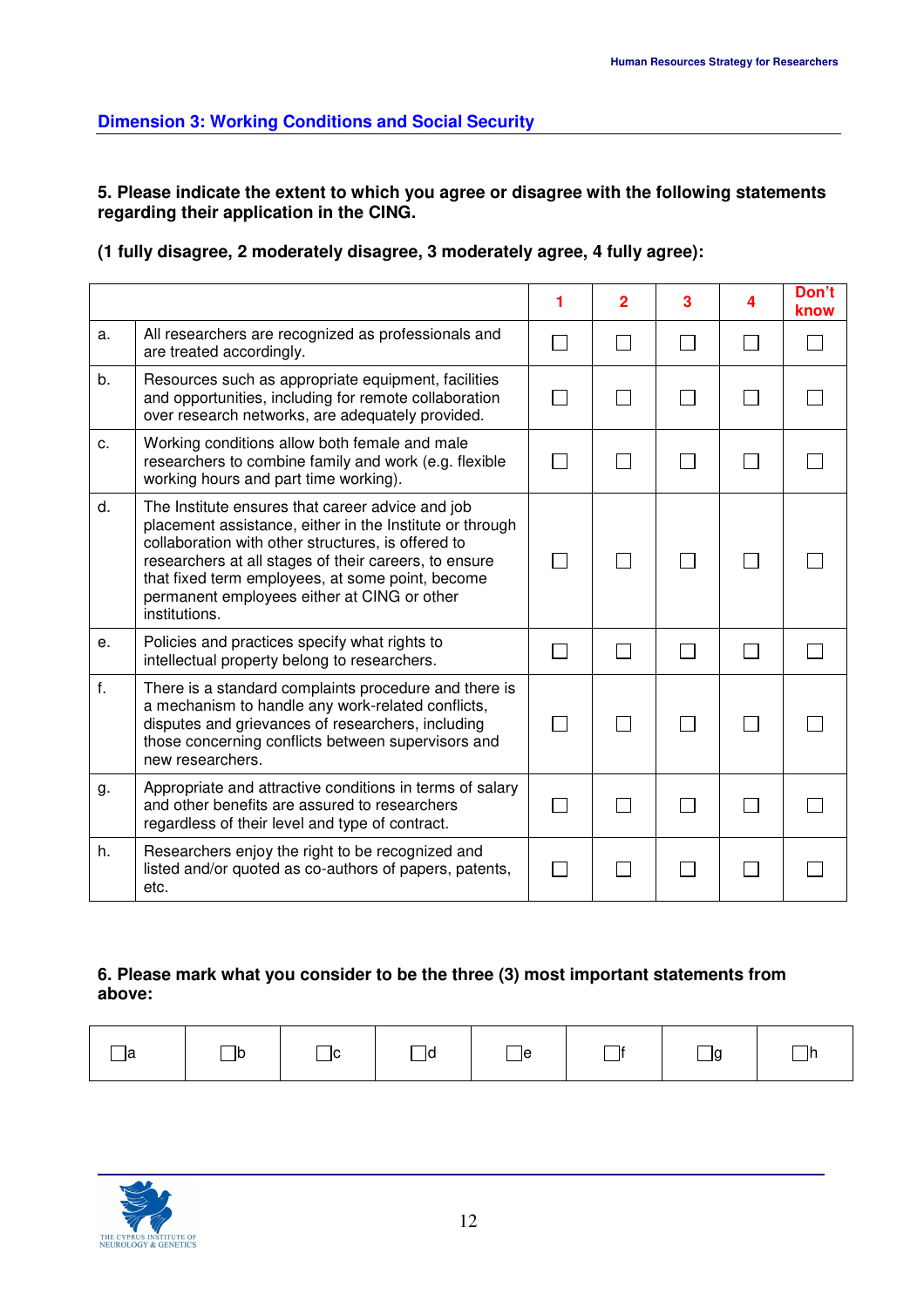## Dimension 3: Working Conditions and Social Security

**5. Please indicate the extent to which you agree or disagree with the following statements regarding their application in the CING.**

**(1 fully disagree, 2 moderately disagree, 3 moderately agree, 4 fully agree):**

| | | 1 | 2 | 3 | 4 | Don't know |
|---|---|---|---|---|---|---|
| a. | All researchers are recognized as professionals and are treated accordingly. | ☐ | ☐ | ☐ | ☐ | ☐ |
| b. | Resources such as appropriate equipment, facilities and opportunities, including for remote collaboration over research networks, are adequately provided. | ☐ | ☐ | ☐ | ☐ | ☐ |
| c. | Working conditions allow both female and male researchers to combine family and work (e.g. flexible working hours and part time working). | ☐ | ☐ | ☐ | ☐ | ☐ |
| d. | The Institute ensures that career advice and job placement assistance, either in the Institute or through collaboration with other structures, is offered to researchers at all stages of their careers, to ensure that fixed term employees, at some point, become permanent employees either at CING or other institutions. | ☐ | ☐ | ☐ | ☐ | ☐ |
| e. | Policies and practices specify what rights to intellectual property belong to researchers. | ☐ | ☐ | ☐ | ☐ | ☐ |
| f. | There is a standard complaints procedure and there is a mechanism to handle any work-related conflicts, disputes and grievances of researchers, including those concerning conflicts between supervisors and new researchers. | ☐ | ☐ | ☐ | ☐ | ☐ |
| g. | Appropriate and attractive conditions in terms of salary and other benefits are assured to researchers regardless of their level and type of contract. | ☐ | ☐ | ☐ | ☐ | ☐ |
| h. | Researchers enjoy the right to be recognized and listed and/or quoted as co-authors of papers, patents, etc. | ☐ | ☐ | ☐ | ☐ | ☐ |

**6. Please mark what you consider to be the three (3) most important statements from above:**

| ☐a | ☐b | ☐c | ☐d | ☐e | ☐f | ☐g | ☐h |
|---|---|---|---|---|---|---|---|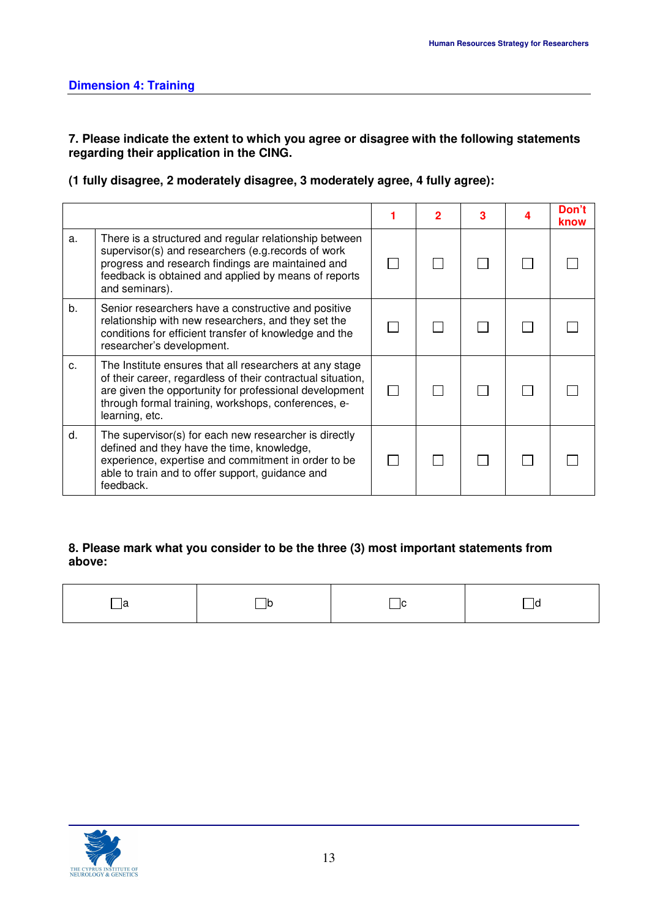## Dimension 4: Training

**7. Please indicate the extent to which you agree or disagree with the following statements regarding their application in the CING.**

**(1 fully disagree, 2 moderately disagree, 3 moderately agree, 4 fully agree):**

| | | 1 | 2 | 3 | 4 | Don't know |
|---|---|---|---|---|---|---|
| a. | There is a structured and regular relationship between supervisor(s) and researchers (e.g.records of work progress and research findings are maintained and feedback is obtained and applied by means of reports and seminars). | ☐ | ☐ | ☐ | ☐ | ☐ |
| b. | Senior researchers have a constructive and positive relationship with new researchers, and they set the conditions for efficient transfer of knowledge and the researcher's development. | ☐ | ☐ | ☐ | ☐ | ☐ |
| c. | The Institute ensures that all researchers at any stage of their career, regardless of their contractual situation, are given the opportunity for professional development through formal training, workshops, conferences, e-learning, etc. | ☐ | ☐ | ☐ | ☐ | ☐ |
| d. | The supervisor(s) for each new researcher is directly defined and they have the time, knowledge, experience, expertise and commitment in order to be able to train and to offer support, guidance and feedback. | ☐ | ☐ | ☐ | ☐ | ☐ |

**8. Please mark what you consider to be the three (3) most important statements from above:**

| ☐a | ☐b | ☐c | ☐d |
|---|---|---|---|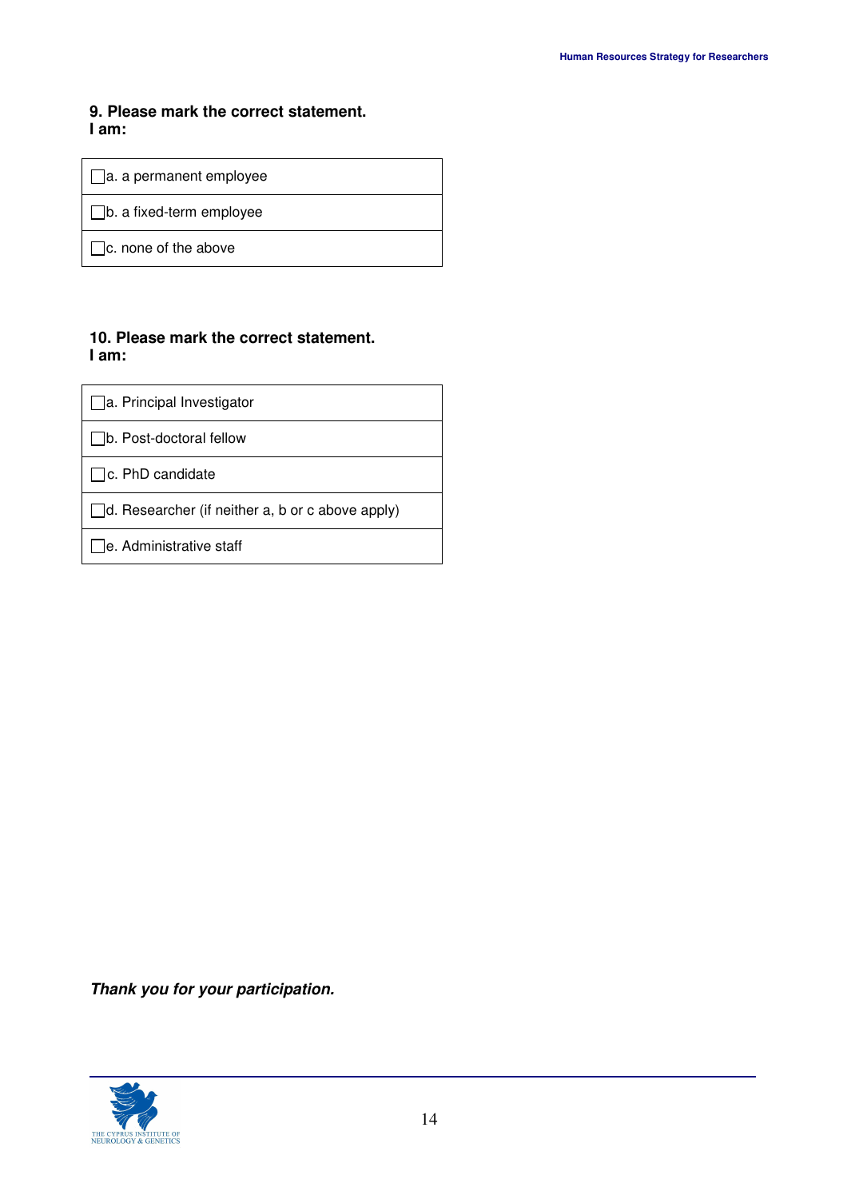**9. Please mark the correct statement.**
**I am:**

| |
|---|
| ☐a. a permanent employee |
| ☐b. a fixed-term employee |
| ☐c. none of the above |

**10. Please mark the correct statement.**
**I am:**

| |
|---|
| ☐a. Principal Investigator |
| ☐b. Post-doctoral fellow |
| ☐c. PhD candidate |
| ☐d. Researcher (if neither a, b or c above apply) |
| ☐e. Administrative staff |

***Thank you for your participation.***